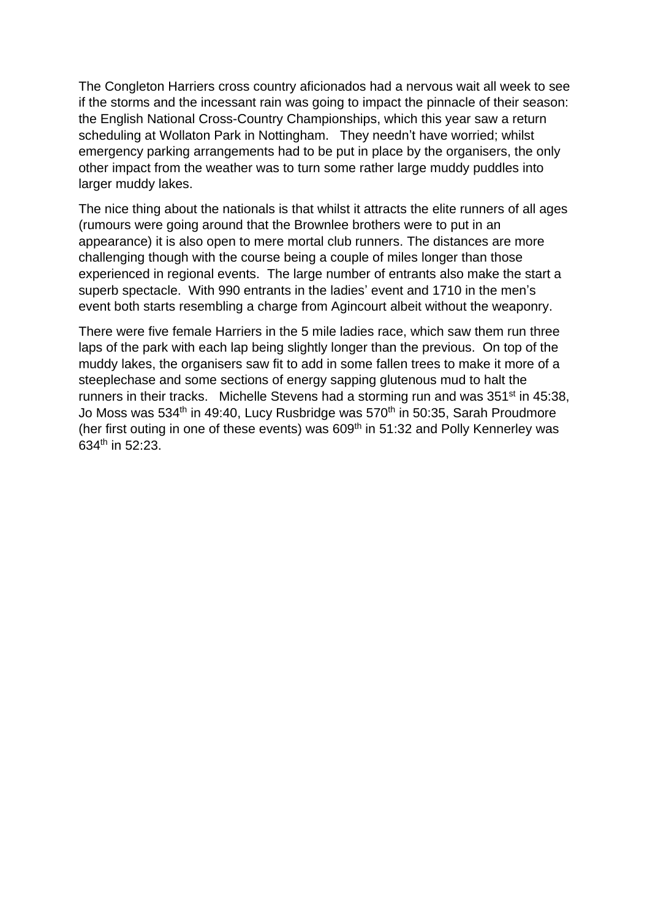The Congleton Harriers cross country aficionados had a nervous wait all week to see if the storms and the incessant rain was going to impact the pinnacle of their season: the English National Cross-Country Championships, which this year saw a return scheduling at Wollaton Park in Nottingham.   They needn't have worried; whilst emergency parking arrangements had to be put in place by the organisers, the only other impact from the weather was to turn some rather large muddy puddles into larger muddy lakes.

The nice thing about the nationals is that whilst it attracts the elite runners of all ages (rumours were going around that the Brownlee brothers were to put in an appearance) it is also open to mere mortal club runners. The distances are more challenging though with the course being a couple of miles longer than those experienced in regional events.  The large number of entrants also make the start a superb spectacle.  With 990 entrants in the ladies' event and 1710 in the men's event both starts resembling a charge from Agincourt albeit without the weaponry.

There were five female Harriers in the 5 mile ladies race, which saw them run three laps of the park with each lap being slightly longer than the previous.  On top of the muddy lakes, the organisers saw fit to add in some fallen trees to make it more of a steeplechase and some sections of energy sapping glutenous mud to halt the runners in their tracks.   Michelle Stevens had a storming run and was 351st in 45:38, Jo Moss was 534th in 49:40, Lucy Rusbridge was 570th in 50:35, Sarah Proudmore (her first outing in one of these events) was 609th in 51:32 and Polly Kennerley was 634th in 52:23.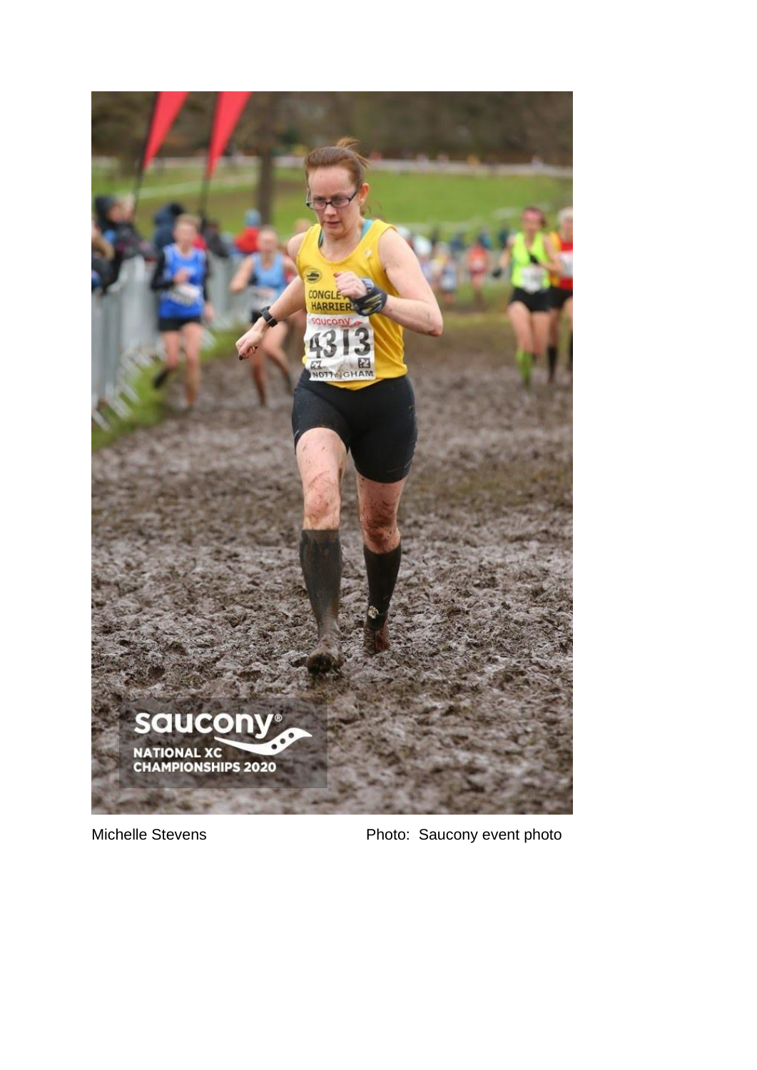Michelle Stevens Photo: Saucony event photo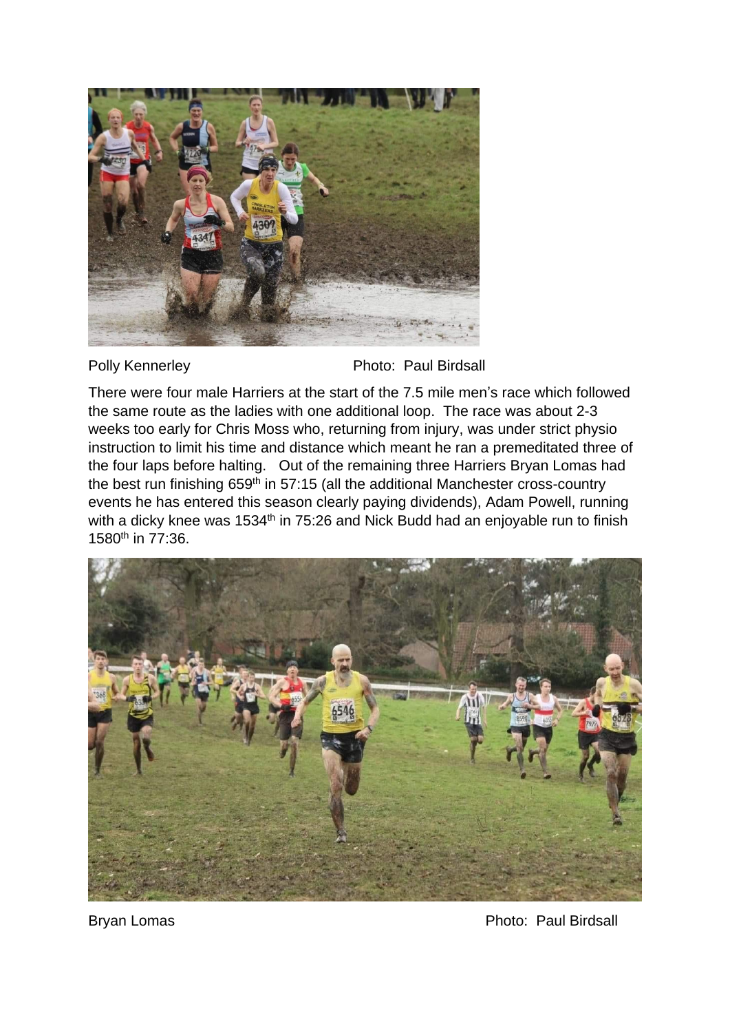Polly Kennerley Photo: Paul Birdsall

There were four male Harriers at the start of the 7.5 mile men's race which followed the same route as the ladies with one additional loop. The race was about 2-3 weeks too early for Chris Moss who, returning from injury, was under strict physio instruction to limit his time and distance which meant he ran a premeditated three of the four laps before halting. Out of the remaining three Harriers Bryan Lomas had the best run finishing 659th in 57:15 (all the additional Manchester cross-country events he has entered this season clearly paying dividends), Adam Powell, running with a dicky knee was 1534th in 75:26 and Nick Budd had an enjoyable run to finish 1580th in 77:36.

Bryan Lomas Photo: Paul Birdsall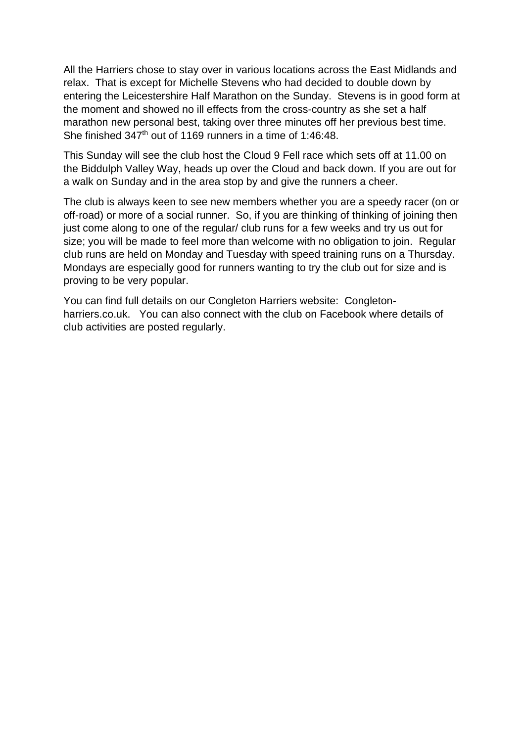All the Harriers chose to stay over in various locations across the East Midlands and relax. That is except for Michelle Stevens who had decided to double down by entering the Leicestershire Half Marathon on the Sunday. Stevens is in good form at the moment and showed no ill effects from the cross-country as she set a half marathon new personal best, taking over three minutes off her previous best time. She finished 347th out of 1169 runners in a time of 1:46:48.

This Sunday will see the club host the Cloud 9 Fell race which sets off at 11.00 on the Biddulph Valley Way, heads up over the Cloud and back down. If you are out for a walk on Sunday and in the area stop by and give the runners a cheer.

The club is always keen to see new members whether you are a speedy racer (on or off-road) or more of a social runner. So, if you are thinking of thinking of joining then just come along to one of the regular/ club runs for a few weeks and try us out for size; you will be made to feel more than welcome with no obligation to join. Regular club runs are held on Monday and Tuesday with speed training runs on a Thursday. Mondays are especially good for runners wanting to try the club out for size and is proving to be very popular.

You can find full details on our Congleton Harriers website: Congleton-harriers.co.uk. You can also connect with the club on Facebook where details of club activities are posted regularly.